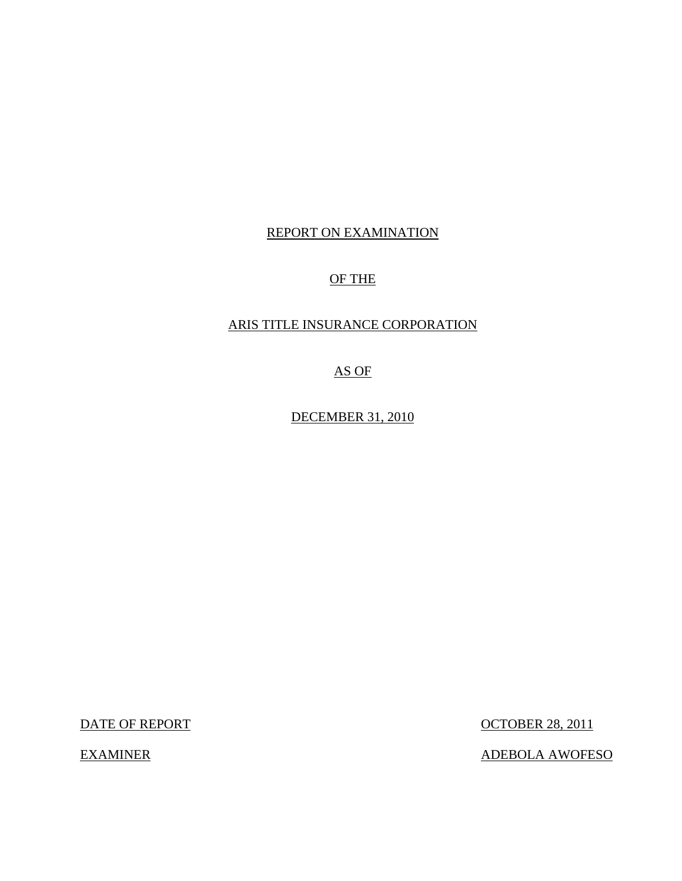REPORT ON EXAMINATION

OF THE

ARIS TITLE INSURANCE CORPORATION

AS OF

DECEMBER 31, 2010

| DATE OF REPORT | OCTOBER 28, 2011 |
| --- | --- |
| EXAMINER | ADEBOLA AWOFESO |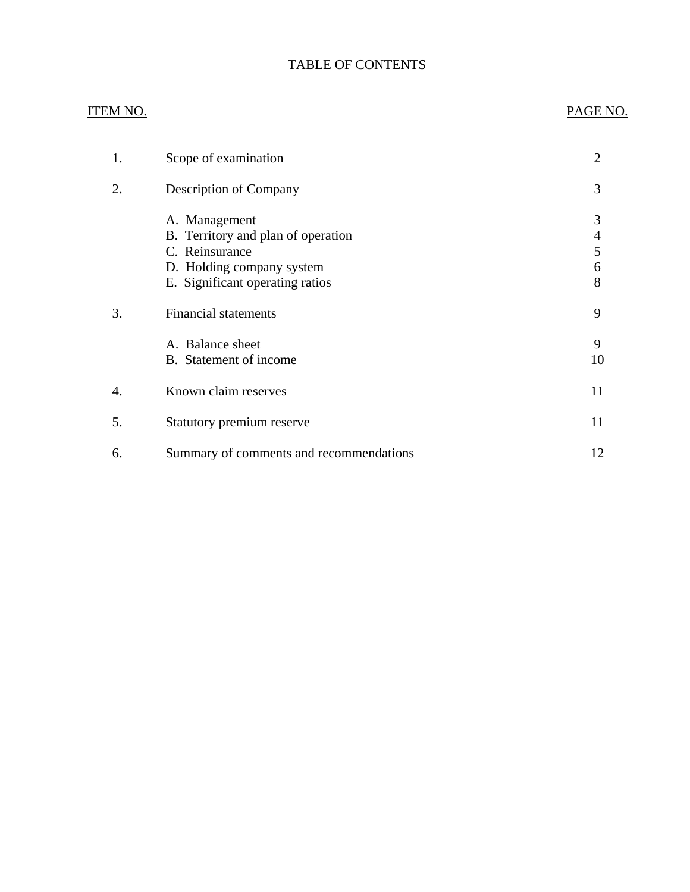# TABLE OF CONTENTS

| ITEM NO. | | PAGE NO. |
|---|---|---|
| 1. | Scope of examination | 2 |
| 2. | Description of Company | 3 |
| | A. Management | 3 |
| | B. Territory and plan of operation | 4 |
| | C. Reinsurance | 5 |
| | D. Holding company system | 6 |
| | E. Significant operating ratios | 8 |
| 3. | Financial statements | 9 |
| | A. Balance sheet | 9 |
| | B. Statement of income | 10 |
| 4. | Known claim reserves | 11 |
| 5. | Statutory premium reserve | 11 |
| 6. | Summary of comments and recommendations | 12 |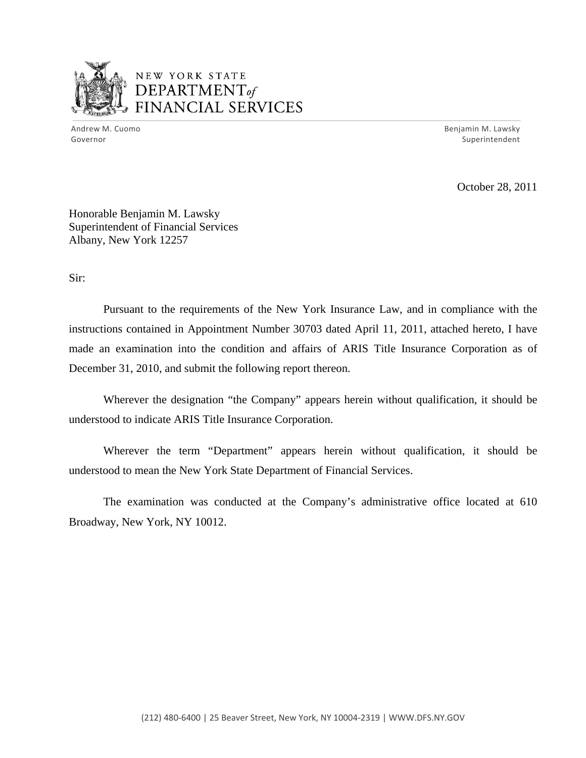NEW YORK STATE
DEPARTMENT of
FINANCIAL SERVICES

Andrew M. Cuomo
Governor

Benjamin M. Lawsky
Superintendent

October 28, 2011

Honorable Benjamin M. Lawsky
Superintendent of Financial Services
Albany, New York 12257

Sir:

Pursuant to the requirements of the New York Insurance Law, and in compliance with the instructions contained in Appointment Number 30703 dated April 11, 2011, attached hereto, I have made an examination into the condition and affairs of ARIS Title Insurance Corporation as of December 31, 2010, and submit the following report thereon.

Wherever the designation "the Company" appears herein without qualification, it should be understood to indicate ARIS Title Insurance Corporation.

Wherever the term "Department" appears herein without qualification, it should be understood to mean the New York State Department of Financial Services.

The examination was conducted at the Company's administrative office located at 610 Broadway, New York, NY 10012.

(212) 480-6400 | 25 Beaver Street, New York, NY 10004-2319 | WWW.DFS.NY.GOV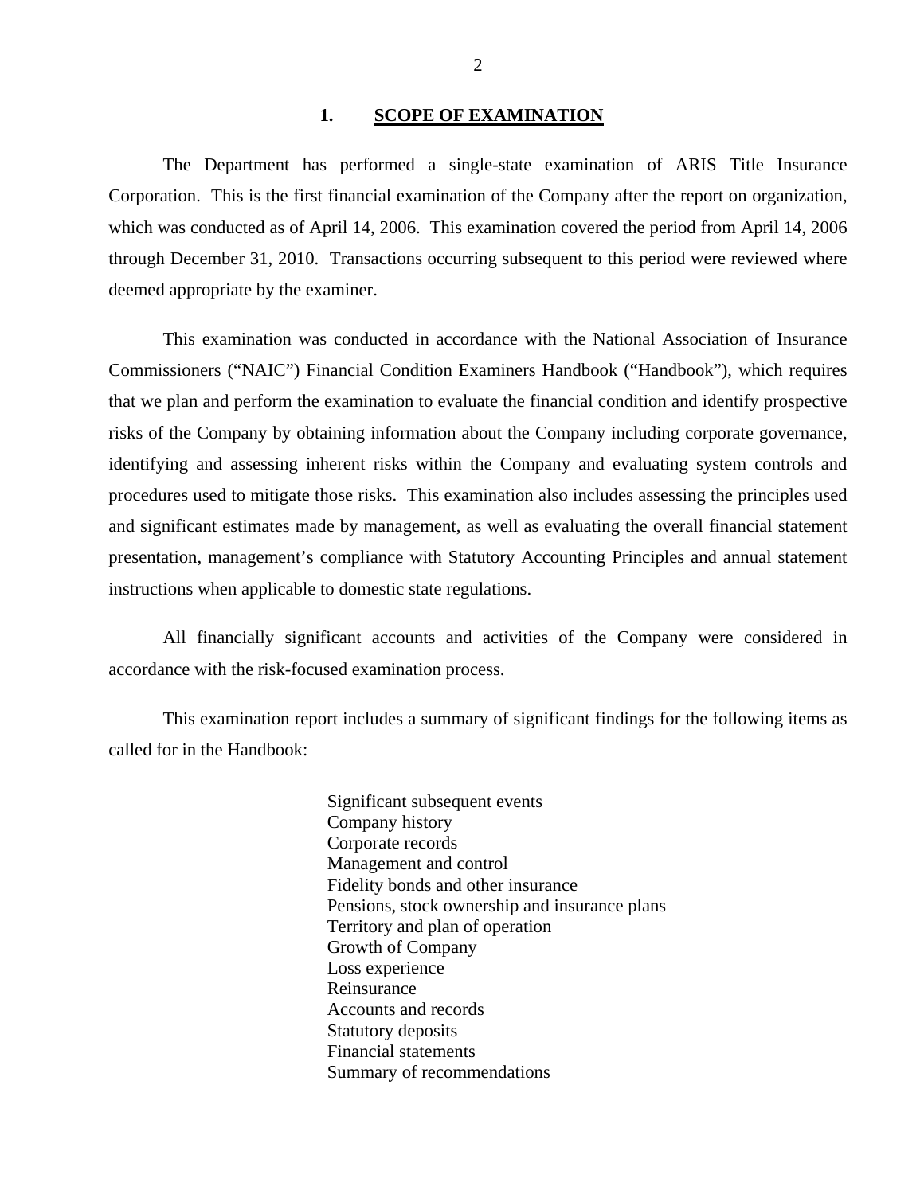## 1. SCOPE OF EXAMINATION

The Department has performed a single-state examination of ARIS Title Insurance Corporation. This is the first financial examination of the Company after the report on organization, which was conducted as of April 14, 2006. This examination covered the period from April 14, 2006 through December 31, 2010. Transactions occurring subsequent to this period were reviewed where deemed appropriate by the examiner.

This examination was conducted in accordance with the National Association of Insurance Commissioners ("NAIC") Financial Condition Examiners Handbook ("Handbook"), which requires that we plan and perform the examination to evaluate the financial condition and identify prospective risks of the Company by obtaining information about the Company including corporate governance, identifying and assessing inherent risks within the Company and evaluating system controls and procedures used to mitigate those risks. This examination also includes assessing the principles used and significant estimates made by management, as well as evaluating the overall financial statement presentation, management's compliance with Statutory Accounting Principles and annual statement instructions when applicable to domestic state regulations.

All financially significant accounts and activities of the Company were considered in accordance with the risk-focused examination process.

This examination report includes a summary of significant findings for the following items as called for in the Handbook:

Significant subsequent events
Company history
Corporate records
Management and control
Fidelity bonds and other insurance
Pensions, stock ownership and insurance plans
Territory and plan of operation
Growth of Company
Loss experience
Reinsurance
Accounts and records
Statutory deposits
Financial statements
Summary of recommendations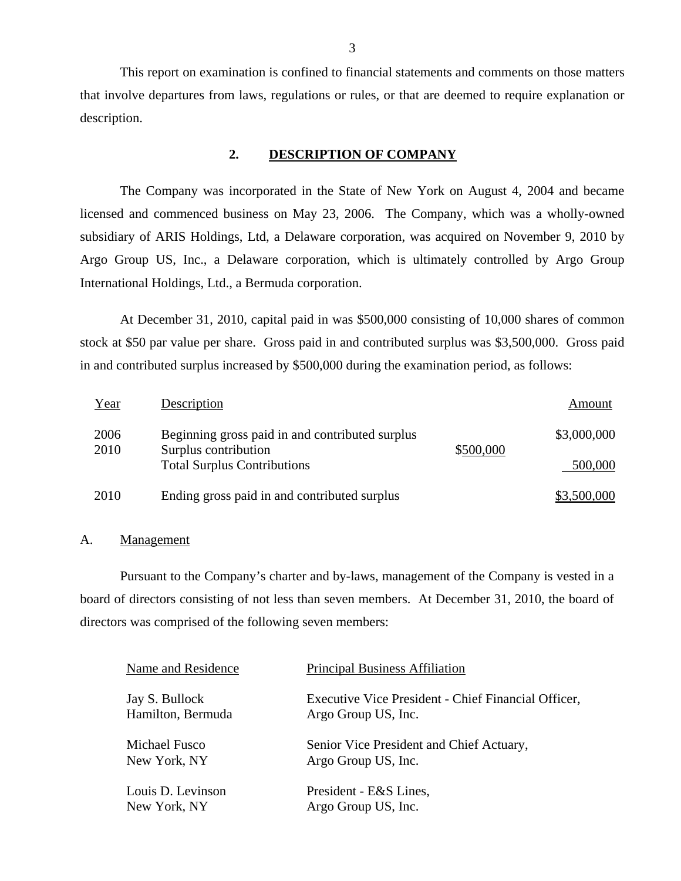This report on examination is confined to financial statements and comments on those matters that involve departures from laws, regulations or rules, or that are deemed to require explanation or description.

## 2. DESCRIPTION OF COMPANY

The Company was incorporated in the State of New York on August 4, 2004 and became licensed and commenced business on May 23, 2006. The Company, which was a wholly-owned subsidiary of ARIS Holdings, Ltd, a Delaware corporation, was acquired on November 9, 2010 by Argo Group US, Inc., a Delaware corporation, which is ultimately controlled by Argo Group International Holdings, Ltd., a Bermuda corporation.

At December 31, 2010, capital paid in was $500,000 consisting of 10,000 shares of common stock at $50 par value per share. Gross paid in and contributed surplus was $3,500,000. Gross paid in and contributed surplus increased by $500,000 during the examination period, as follows:

| Year | Description | | Amount |
|---|---|---|---|
| 2006 | Beginning gross paid in and contributed surplus | | $3,000,000 |
| 2010 | Surplus contribution | $500,000 | |
| | Total Surplus Contributions | | 500,000 |
| 2010 | Ending gross paid in and contributed surplus | | $3,500,000 |

### A. Management

Pursuant to the Company's charter and by-laws, management of the Company is vested in a board of directors consisting of not less than seven members. At December 31, 2010, the board of directors was comprised of the following seven members:

| Name and Residence | Principal Business Affiliation |
|---|---|
| Jay S. Bullock<br>Hamilton, Bermuda | Executive Vice President - Chief Financial Officer,<br>Argo Group US, Inc. |
| Michael Fusco<br>New York, NY | Senior Vice President and Chief Actuary,<br>Argo Group US, Inc. |
| Louis D. Levinson<br>New York, NY | President - E&S Lines,<br>Argo Group US, Inc. |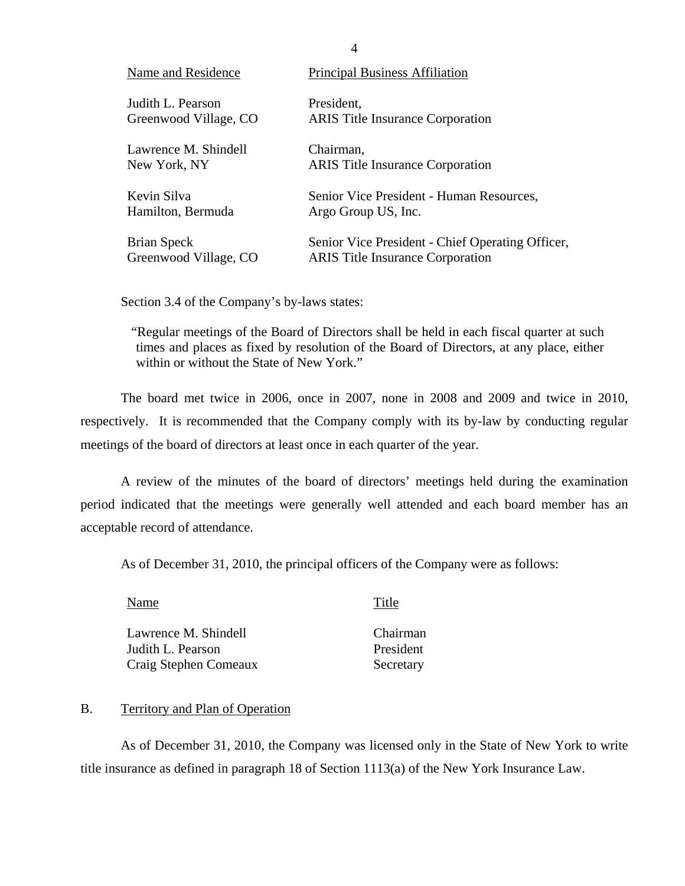| Name and Residence | Principal Business Affiliation |
|---|---|
| Judith L. Pearson<br>Greenwood Village, CO | President,<br>ARIS Title Insurance Corporation |
| Lawrence M. Shindell<br>New York, NY | Chairman,<br>ARIS Title Insurance Corporation |
| Kevin Silva<br>Hamilton, Bermuda | Senior Vice President - Human Resources,<br>Argo Group US, Inc. |
| Brian Speck<br>Greenwood Village, CO | Senior Vice President - Chief Operating Officer,<br>ARIS Title Insurance Corporation |

Section 3.4 of the Company's by-laws states:

> "Regular meetings of the Board of Directors shall be held in each fiscal quarter at such times and places as fixed by resolution of the Board of Directors, at any place, either within or without the State of New York."

The board met twice in 2006, once in 2007, none in 2008 and 2009 and twice in 2010, respectively. It is recommended that the Company comply with its by-law by conducting regular meetings of the board of directors at least once in each quarter of the year.

A review of the minutes of the board of directors' meetings held during the examination period indicated that the meetings were generally well attended and each board member has an acceptable record of attendance.

As of December 31, 2010, the principal officers of the Company were as follows:

| Name | Title |
|---|---|
| Lawrence M. Shindell | Chairman |
| Judith L. Pearson | President |
| Craig Stephen Comeaux | Secretary |

## B. Territory and Plan of Operation

As of December 31, 2010, the Company was licensed only in the State of New York to write title insurance as defined in paragraph 18 of Section 1113(a) of the New York Insurance Law.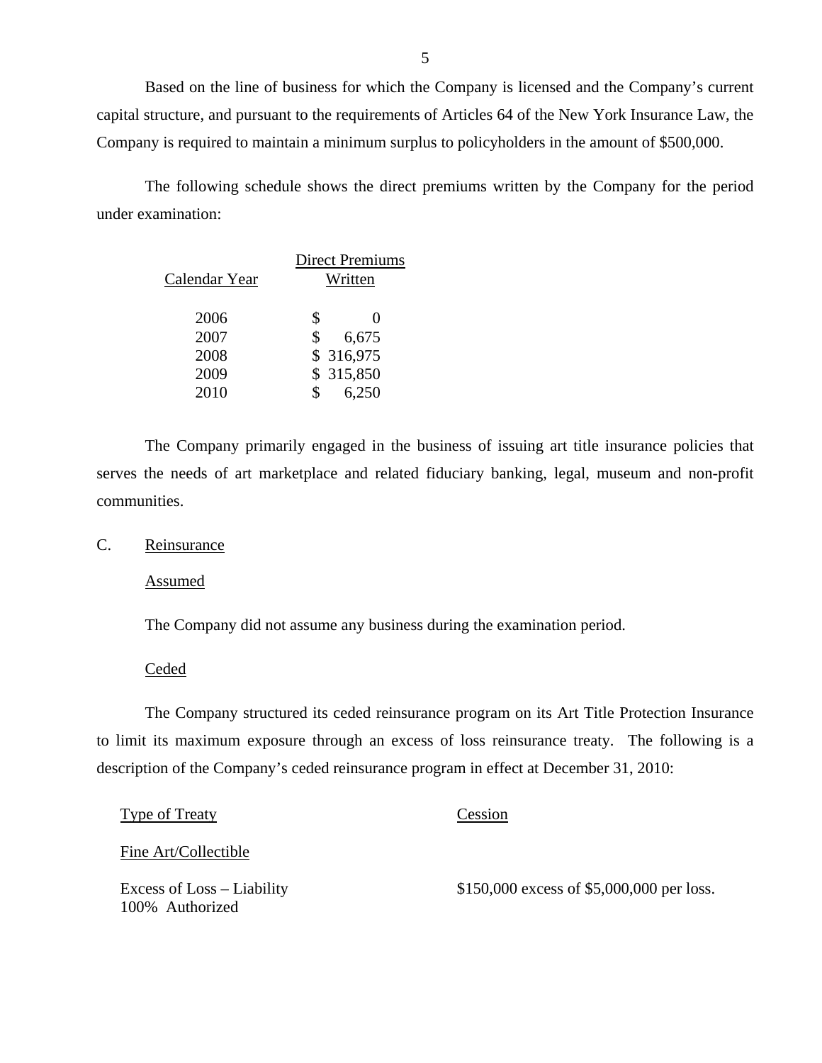Based on the line of business for which the Company is licensed and the Company's current capital structure, and pursuant to the requirements of Articles 64 of the New York Insurance Law, the Company is required to maintain a minimum surplus to policyholders in the amount of $500,000.

The following schedule shows the direct premiums written by the Company for the period under examination:

| Calendar Year | Direct Premiums Written |
|---|---|
| 2006 | $ 0 |
| 2007 | $ 6,675 |
| 2008 | $ 316,975 |
| 2009 | $ 315,850 |
| 2010 | $ 6,250 |

The Company primarily engaged in the business of issuing art title insurance policies that serves the needs of art marketplace and related fiduciary banking, legal, museum and non-profit communities.

C. Reinsurance

Assumed

The Company did not assume any business during the examination period.

Ceded

The Company structured its ceded reinsurance program on its Art Title Protection Insurance to limit its maximum exposure through an excess of loss reinsurance treaty. The following is a description of the Company's ceded reinsurance program in effect at December 31, 2010:

| Type of Treaty | Cession |
|---|---|
| Fine Art/Collectible | |
| Excess of Loss – Liability<br>100% Authorized | $150,000 excess of $5,000,000 per loss. |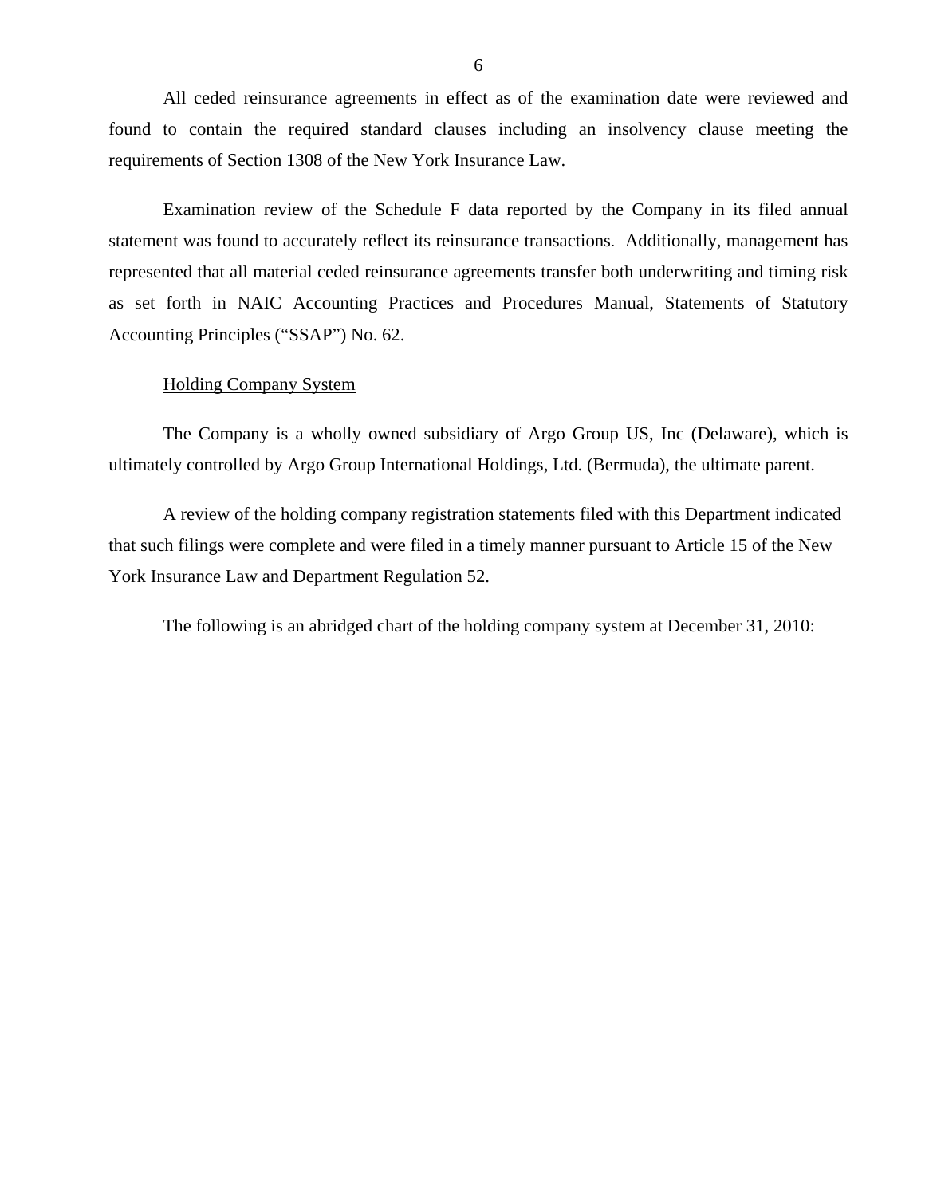All ceded reinsurance agreements in effect as of the examination date were reviewed and found to contain the required standard clauses including an insolvency clause meeting the requirements of Section 1308 of the New York Insurance Law.

Examination review of the Schedule F data reported by the Company in its filed annual statement was found to accurately reflect its reinsurance transactions. Additionally, management has represented that all material ceded reinsurance agreements transfer both underwriting and timing risk as set forth in NAIC Accounting Practices and Procedures Manual, Statements of Statutory Accounting Principles ("SSAP") No. 62.

## Holding Company System

The Company is a wholly owned subsidiary of Argo Group US, Inc (Delaware), which is ultimately controlled by Argo Group International Holdings, Ltd. (Bermuda), the ultimate parent.

A review of the holding company registration statements filed with this Department indicated that such filings were complete and were filed in a timely manner pursuant to Article 15 of the New York Insurance Law and Department Regulation 52.

The following is an abridged chart of the holding company system at December 31, 2010: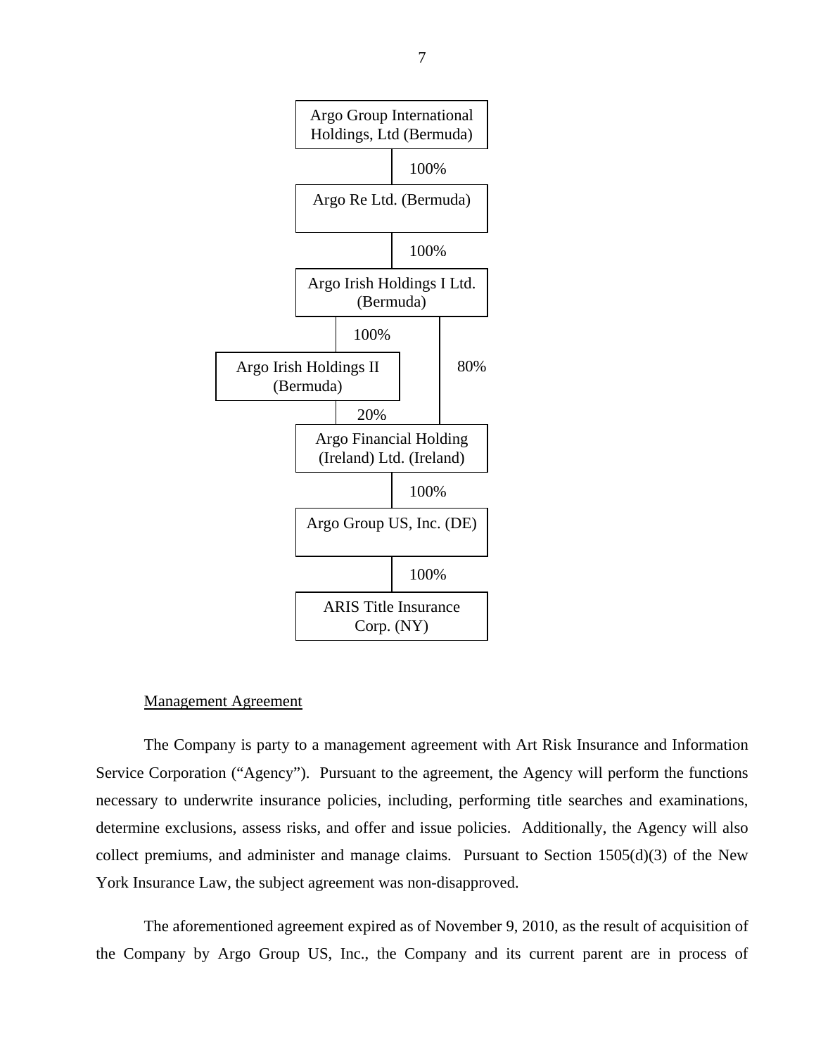Argo Group International Holdings, Ltd (Bermuda)

100%

Argo Re Ltd. (Bermuda)

100%

Argo Irish Holdings I Ltd. (Bermuda)

100% | 80%

Argo Irish Holdings II (Bermuda)

20%

Argo Financial Holding (Ireland) Ltd. (Ireland)

100%

Argo Group US, Inc. (DE)

100%

ARIS Title Insurance Corp. (NY)

Management Agreement

The Company is party to a management agreement with Art Risk Insurance and Information Service Corporation ("Agency"). Pursuant to the agreement, the Agency will perform the functions necessary to underwrite insurance policies, including, performing title searches and examinations, determine exclusions, assess risks, and offer and issue policies. Additionally, the Agency will also collect premiums, and administer and manage claims. Pursuant to Section 1505(d)(3) of the New York Insurance Law, the subject agreement was non-disapproved.

The aforementioned agreement expired as of November 9, 2010, as the result of acquisition of the Company by Argo Group US, Inc., the Company and its current parent are in process of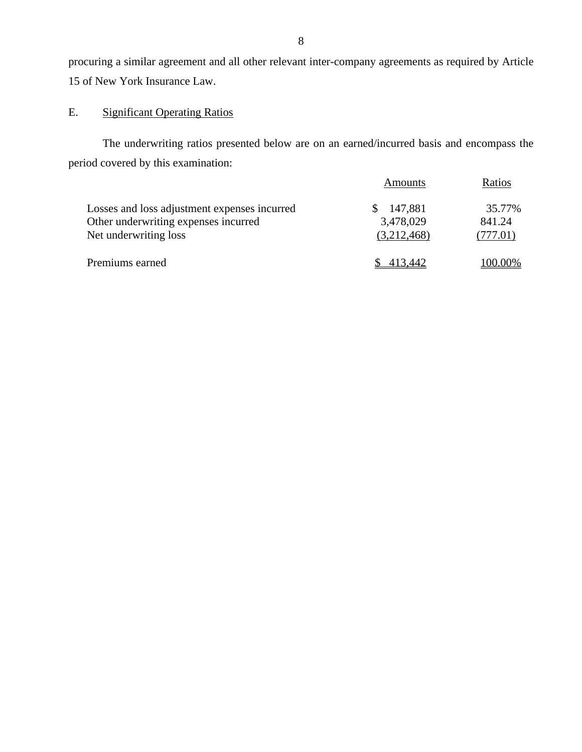procuring a similar agreement and all other relevant inter-company agreements as required by Article 15 of New York Insurance Law.

## E. Significant Operating Ratios

The underwriting ratios presented below are on an earned/incurred basis and encompass the period covered by this examination:

| | Amounts | Ratios |
|---|---|---|
| Losses and loss adjustment expenses incurred | $ 147,881 | 35.77% |
| Other underwriting expenses incurred | 3,478,029 | 841.24 |
| Net underwriting loss | (3,212,468) | (777.01) |
| Premiums earned | $ 413,442 | 100.00% |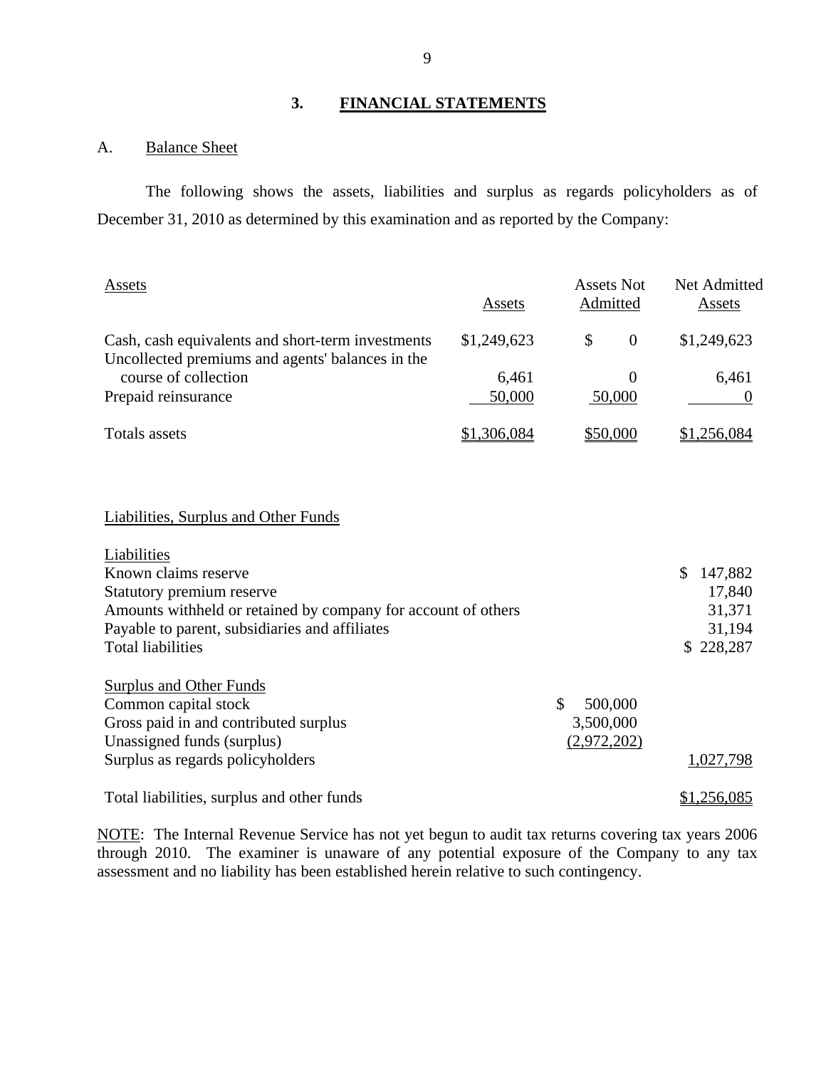## 3. FINANCIAL STATEMENTS

### A. Balance Sheet

The following shows the assets, liabilities and surplus as regards policyholders as of December 31, 2010 as determined by this examination and as reported by the Company:

| Assets | Assets | Assets Not Admitted | Net Admitted Assets |
|---|---|---|---|
| Cash, cash equivalents and short-term investments | $1,249,623 | $ 0 | $1,249,623 |
| Uncollected premiums and agents' balances in the course of collection | 6,461 | 0 | 6,461 |
| Prepaid reinsurance | 50,000 | 50,000 | 0 |
| Totals assets | $1,306,084 | $50,000 | $1,256,084 |

| Liabilities, Surplus and Other Funds | | |
|---|---|---|
| **Liabilities** | | |
| Known claims reserve | | $ 147,882 |
| Statutory premium reserve | | 17,840 |
| Amounts withheld or retained by company for account of others | | 31,371 |
| Payable to parent, subsidiaries and affiliates | | 31,194 |
| Total liabilities | | $ 228,287 |
| **Surplus and Other Funds** | | |
| Common capital stock | $ 500,000 | |
| Gross paid in and contributed surplus | 3,500,000 | |
| Unassigned funds (surplus) | (2,972,202) | |
| Surplus as regards policyholders | | 1,027,798 |
| Total liabilities, surplus and other funds | | $1,256,085 |

NOTE: The Internal Revenue Service has not yet begun to audit tax returns covering tax years 2006 through 2010. The examiner is unaware of any potential exposure of the Company to any tax assessment and no liability has been established herein relative to such contingency.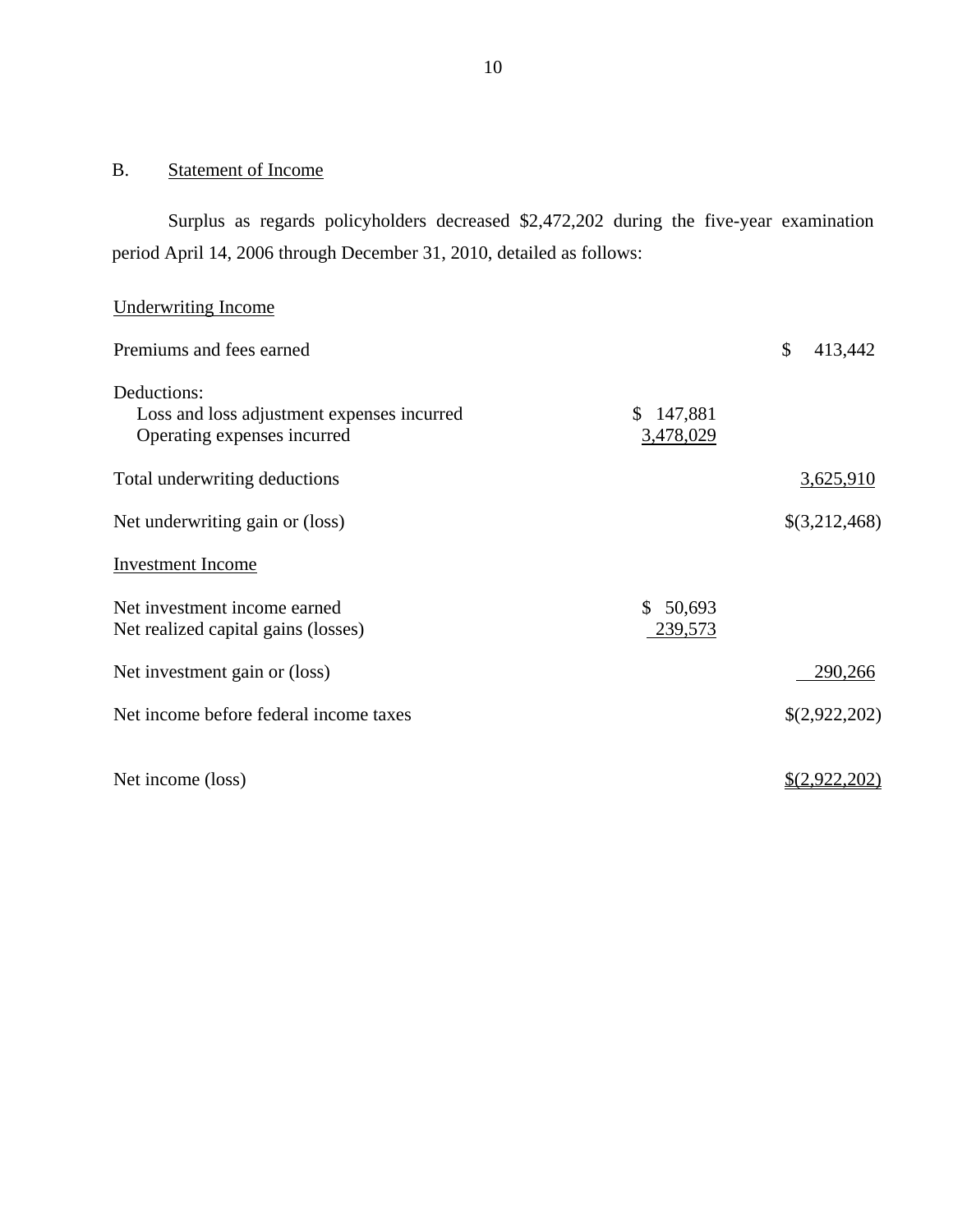## B. Statement of Income

Surplus as regards policyholders decreased $2,472,202 during the five-year examination period April 14, 2006 through December 31, 2010, detailed as follows:

| | | |
|---|---|---|
| Underwriting Income | | |
| Premiums and fees earned | | $ 413,442 |
| Deductions: | | |
| Loss and loss adjustment expenses incurred | $ 147,881 | |
| Operating expenses incurred | 3,478,029 | |
| Total underwriting deductions | | 3,625,910 |
| Net underwriting gain or (loss) | | $(3,212,468) |
| Investment Income | | |
| Net investment income earned | $ 50,693 | |
| Net realized capital gains (losses) | 239,573 | |
| Net investment gain or (loss) | | 290,266 |
| Net income before federal income taxes | | $(2,922,202) |
| Net income (loss) | | $(2,922,202) |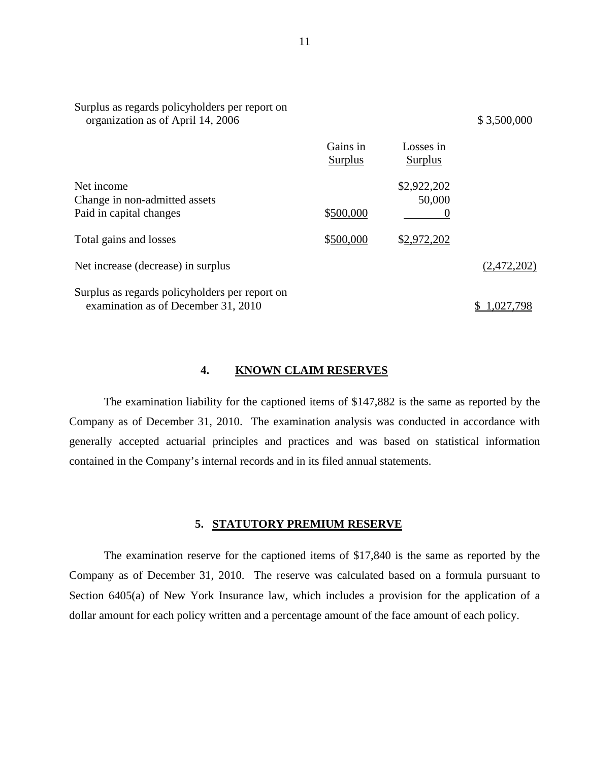| | Gains in Surplus | Losses in Surplus | |
|---|---|---|---|
| Surplus as regards policyholders per report on organization as of April 14, 2006 | | | $ 3,500,000 |
| Net income | | $2,922,202 | |
| Change in non-admitted assets | | 50,000 | |
| Paid in capital changes | $500,000 | 0 | |
| Total gains and losses | $500,000 | $2,972,202 | |
| Net increase (decrease) in surplus | | | (2,472,202) |
| Surplus as regards policyholders per report on examination as of December 31, 2010 | | | $ 1,027,798 |

## 4. KNOWN CLAIM RESERVES

The examination liability for the captioned items of $147,882 is the same as reported by the Company as of December 31, 2010. The examination analysis was conducted in accordance with generally accepted actuarial principles and practices and was based on statistical information contained in the Company's internal records and in its filed annual statements.

## 5. STATUTORY PREMIUM RESERVE

The examination reserve for the captioned items of $17,840 is the same as reported by the Company as of December 31, 2010. The reserve was calculated based on a formula pursuant to Section 6405(a) of New York Insurance law, which includes a provision for the application of a dollar amount for each policy written and a percentage amount of the face amount of each policy.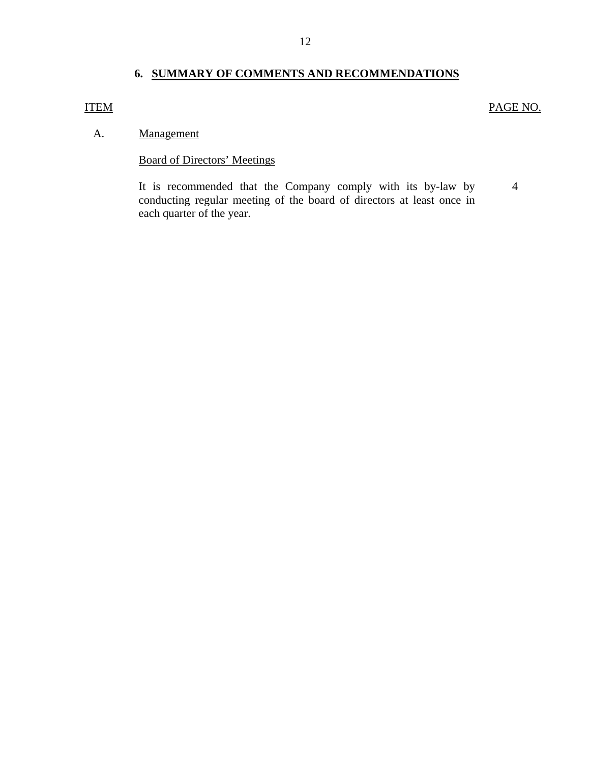## 6. SUMMARY OF COMMENTS AND RECOMMENDATIONS

| ITEM | | PAGE NO. |
|---|---|---|
| A. | Management | |
| | Board of Directors' Meetings | |
| | It is recommended that the Company comply with its by-law by conducting regular meeting of the board of directors at least once in each quarter of the year. | 4 |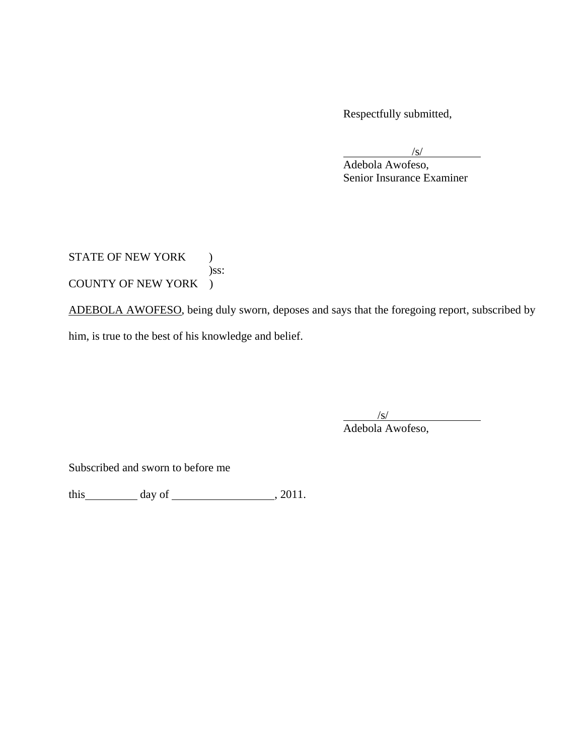Respectfully submitted,

/s/
Adebola Awofeso,
Senior Insurance Examiner

STATE OF NEW YORK )
)ss:
COUNTY OF NEW YORK )

ADEBOLA AWOFESO, being duly sworn, deposes and says that the foregoing report, subscribed by him, is true to the best of his knowledge and belief.

/s/
Adebola Awofeso,

Subscribed and sworn to before me

this_________ day of _________________, 2011.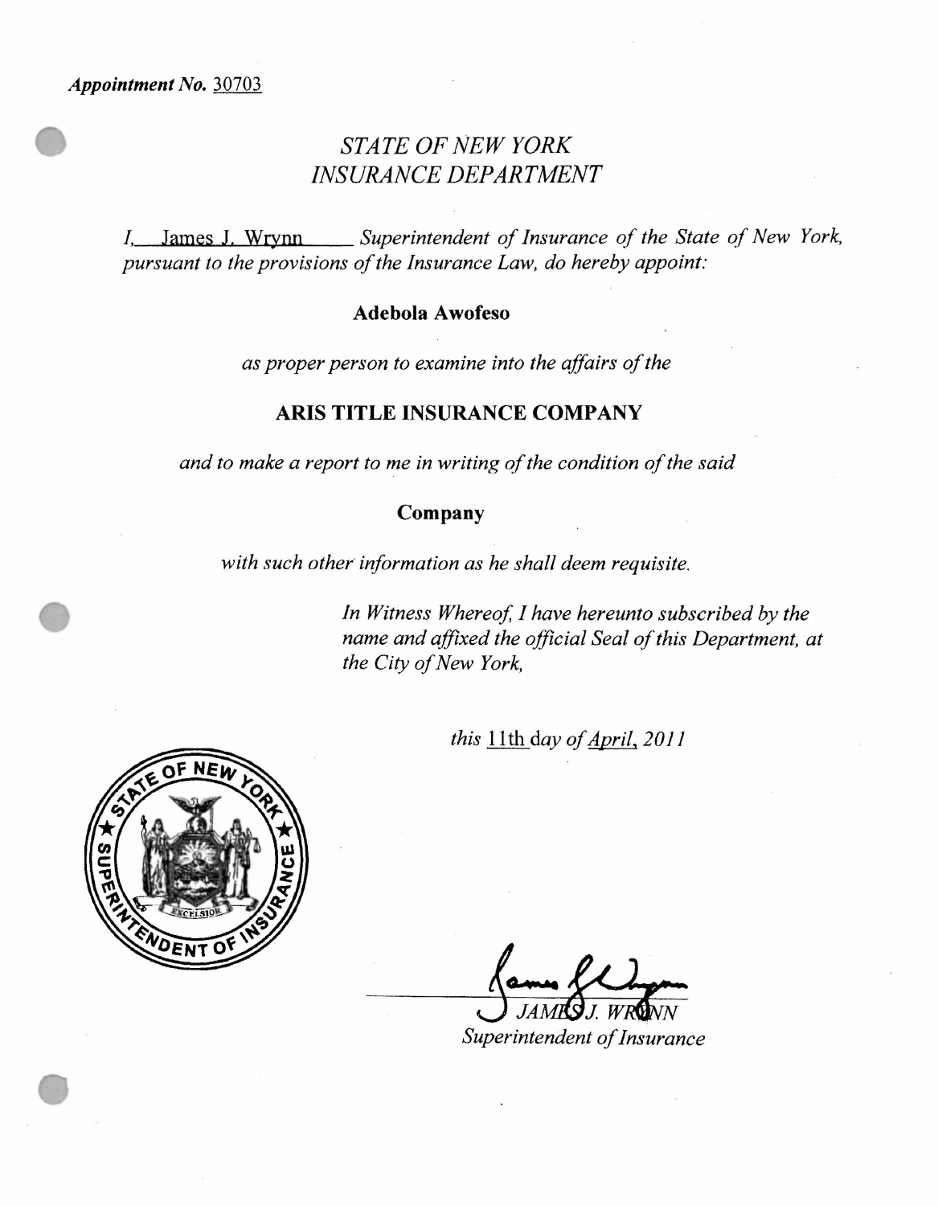*Appointment No.* 30703

# *STATE OF NEW YORK*
# *INSURANCE DEPARTMENT*

*I,* James J. Wrynn *Superintendent of Insurance of the State of New York, pursuant to the provisions of the Insurance Law, do hereby appoint:*

**Adebola Awofeso**

*as proper person to examine into the affairs of the*

**ARIS TITLE INSURANCE COMPANY**

*and to make a report to me in writing of the condition of the said*

**Company**

*with such other information as he shall deem requisite.*

*In Witness Whereof, I have hereunto subscribed by the name and affixed the official Seal of this Department, at the City of New York,*

*this* 11th *day of* *April, 2011*

STATE OF NEW YORK ★ SUPERINTENDENT OF INSURANCE ★ EXCELSIOR

*JAMES J. WRYNN*
*Superintendent of Insurance*